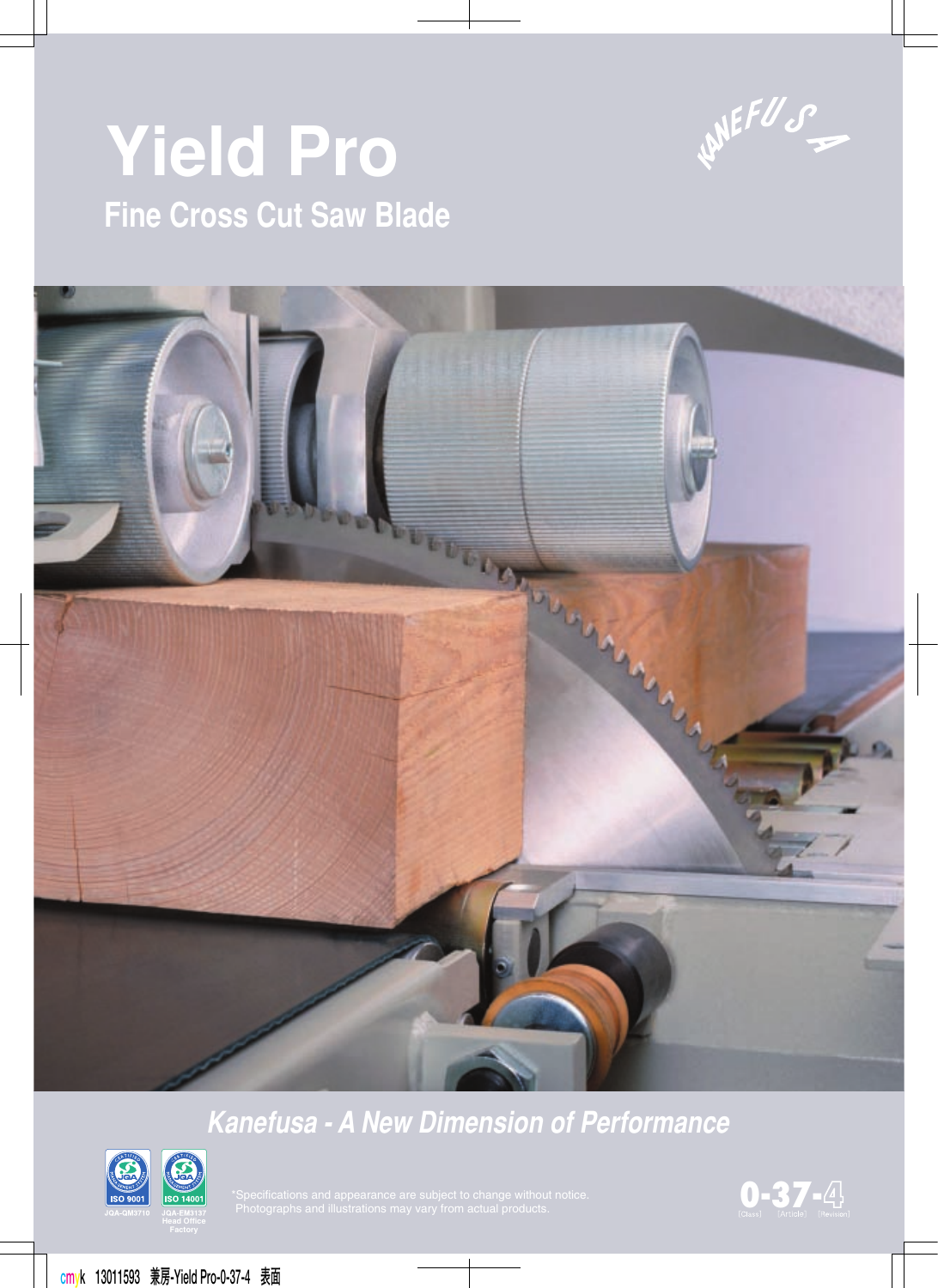# Yield Pro

## Fine Cross Cut Saw Blade

KANEFUSA

*Kanefusa - A New Dimension of Performance*

ISO 9001
JQA-QM3710

ISO 14001
JQA-EM3137
Head Office
Factory

*Specifications and appearance are subject to change without notice.
Photographs and illustrations may vary from actual products.

0-37-4
[Class] [Article] [Revision]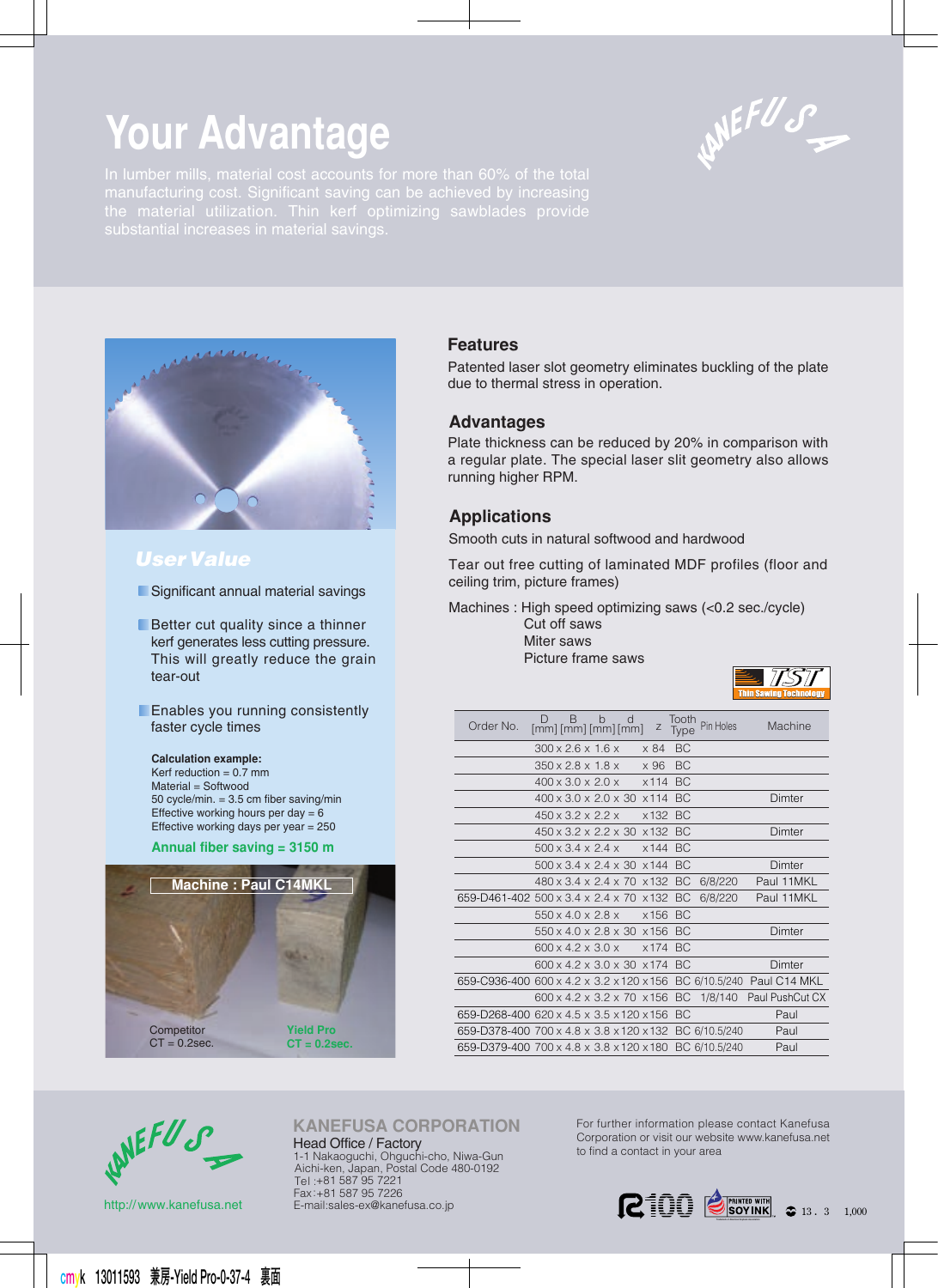# Your Advantage

In lumber mills, material cost accounts for more than 60% of the total manufacturing cost. Significant saving can be achieved by increasing the material utilization. Thin kerf optimizing sawblades provide substantial increases in material savings.

KANEFUSA

## Features

Patented laser slot geometry eliminates buckling of the plate due to thermal stress in operation.

## Advantages

Plate thickness can be reduced by 20% in comparison with a regular plate. The special laser slit geometry also allows running higher RPM.

## Applications

Smooth cuts in natural softwood and hardwood

Tear out free cutting of laminated MDF profiles (floor and ceiling trim, picture frames)

Machines : High speed optimizing saws (<0.2 sec./cycle)
Cut off saws
Miter saws
Picture frame saws

TST Thin Sawing Technology

| Order No. | D [mm] | B [mm] | b [mm] | d [mm] | z | Tooth Type | Pin Holes | Machine |
|---|---|---|---|---|---|---|---|---|
| | 300 x | 2.6 x | 1.6 x | | x 84 | BC | | |
| | 350 x | 2.8 x | 1.8 x | | x 96 | BC | | |
| | 400 x | 3.0 x | 2.0 x | | x114 | BC | | |
| | 400 x | 3.0 x | 2.0 x | 30 | x114 | BC | | Dimter |
| | 450 x | 3.2 x | 2.2 x | | x132 | BC | | |
| | 450 x | 3.2 x | 2.2 x | 30 | x132 | BC | | Dimter |
| | 500 x | 3.4 x | 2.4 x | | x144 | BC | | |
| | 500 x | 3.4 x | 2.4 x | 30 | x144 | BC | | Dimter |
| | 480 x | 3.4 x | 2.4 x | 70 | x132 | BC | 6/8/220 | Paul 11MKL |
| 659-D461-402 | 500 x | 3.4 x | 2.4 x | 70 | x132 | BC | 6/8/220 | Paul 11MKL |
| | 550 x | 4.0 x | 2.8 x | | x156 | BC | | |
| | 550 x | 4.0 x | 2.8 x | 30 | x156 | BC | | Dimter |
| | 600 x | 4.2 x | 3.0 x | | x174 | BC | | |
| | 600 x | 4.2 x | 3.0 x | 30 | x174 | BC | | Dimter |
| 659-C936-400 | 600 x | 4.2 x | 3.2 x | 120 | x156 | BC | 6/10.5/240 | Paul C14 MKL |
| | 600 x | 4.2 x | 3.2 x | 70 | x156 | BC | 1/8/140 | Paul PushCut CX |
| 659-D268-400 | 620 x | 4.5 x | 3.5 x | 120 | x156 | BC | | Paul |
| 659-D378-400 | 700 x | 4.8 x | 3.8 x | 120 | x132 | BC | 6/10.5/240 | Paul |
| 659-D379-400 | 700 x | 4.8 x | 3.8 x | 120 | x180 | BC | 6/10.5/240 | Paul |

## *User Value*

- Significant annual material savings
- Better cut quality since a thinner kerf generates less cutting pressure. This will greatly reduce the grain tear-out
- Enables you running consistently faster cycle times

**Calculation example:**
Kerf reduction = 0.7 mm
Material = Softwood
50 cycle/min. = 3.5 cm fiber saving/min
Effective working hours per day = 6
Effective working days per year = 250

**Annual fiber saving = 3150 m**

**Machine : Paul C14MKL**

Competitor
CT = 0.2sec.

Yield Pro
CT = 0.2sec.

KANEFUSA
http://www.kanefusa.net

**KANEFUSA CORPORATION**
Head Office / Factory
1-1 Nakaoguchi, Ohguchi-cho, Niwa-Gun
Aichi-ken, Japan, Postal Code 480-0192
Tel :+81 587 95 7221
Fax:+81 587 95 7226
E-mail:sales-ex@kanefusa.co.jp

For further information please contact Kanefusa Corporation or visit our website www.kanefusa.net to find a contact in your area

R100 PRINTED WITH SOY INK 13．3 1,000